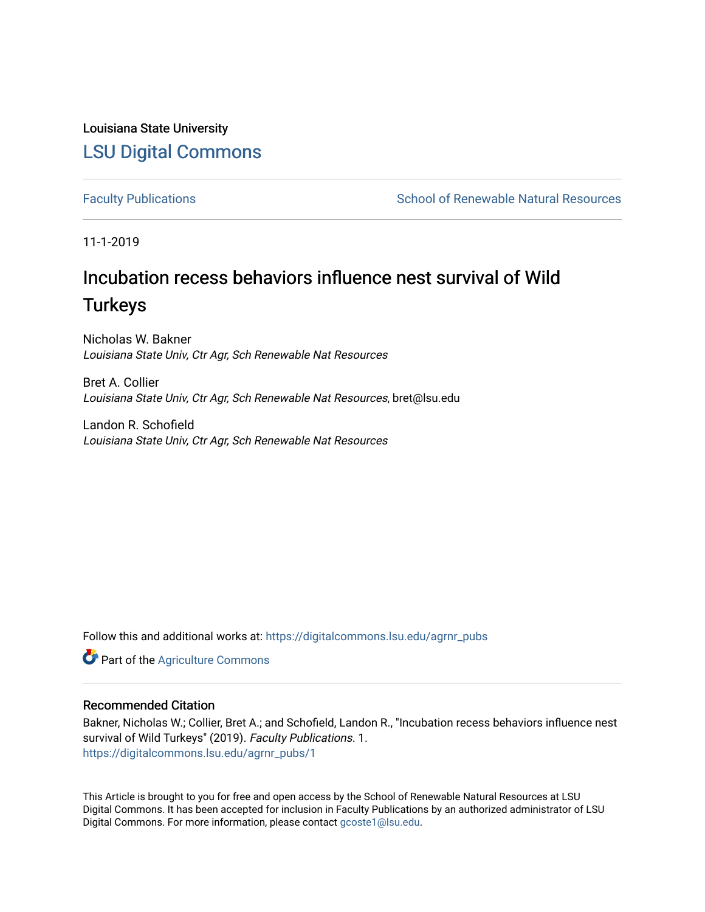Louisiana State University

# LSU Digital Commons

Faculty Publications | School of Renewable Natural Resources

11-1-2019

## Incubation recess behaviors influence nest survival of Wild Turkeys

Nicholas W. Bakner
*Louisiana State Univ, Ctr Agr, Sch Renewable Nat Resources*

Bret A. Collier
*Louisiana State Univ, Ctr Agr, Sch Renewable Nat Resources*, bret@lsu.edu

Landon R. Schofield
*Louisiana State Univ, Ctr Agr, Sch Renewable Nat Resources*

Follow this and additional works at: https://digitalcommons.lsu.edu/agrnr_pubs

Part of the Agriculture Commons

### Recommended Citation

Bakner, Nicholas W.; Collier, Bret A.; and Schofield, Landon R., "Incubation recess behaviors influence nest survival of Wild Turkeys" (2019). *Faculty Publications*. 1.
https://digitalcommons.lsu.edu/agrnr_pubs/1

This Article is brought to you for free and open access by the School of Renewable Natural Resources at LSU Digital Commons. It has been accepted for inclusion in Faculty Publications by an authorized administrator of LSU Digital Commons. For more information, please contact gcoste1@lsu.edu.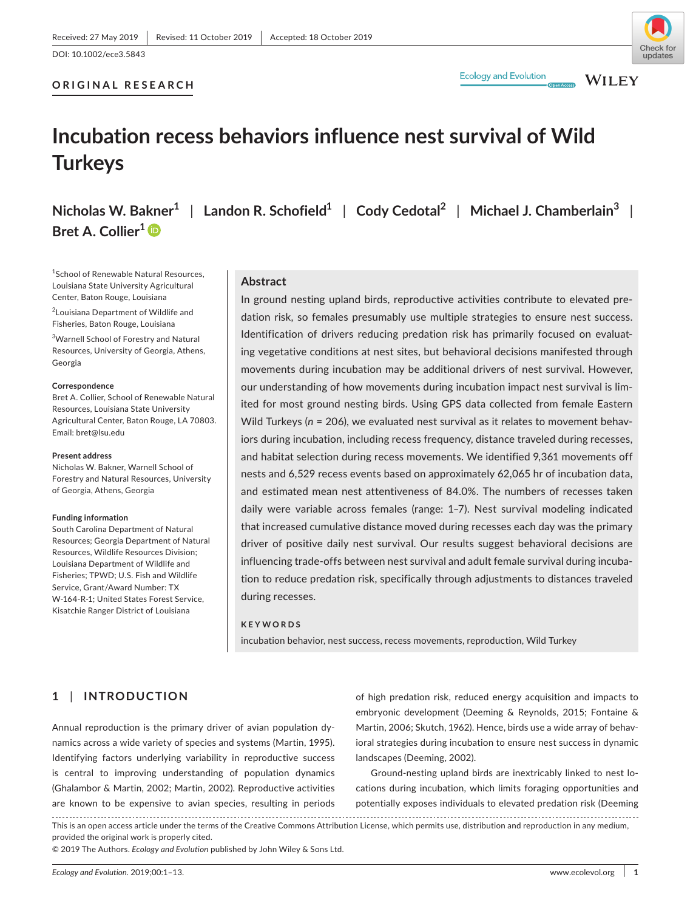Received: 27 May 2019 | Revised: 11 October 2019 | Accepted: 18 October 2019

DOI: 10.1002/ece3.5843

**ORIGINAL RESEARCH**

# Incubation recess behaviors influence nest survival of Wild Turkeys

**Nicholas W. Bakner**[1] | **Landon R. Schofield**[1] | **Cody Cedotal**[2] | **Michael J. Chamberlain**[3] | **Bret A. Collier**[1]

[1]School of Renewable Natural Resources, Louisiana State University Agricultural Center, Baton Rouge, Louisiana

[2]Louisiana Department of Wildlife and Fisheries, Baton Rouge, Louisiana

[3]Warnell School of Forestry and Natural Resources, University of Georgia, Athens, Georgia

**Correspondence**
Bret A. Collier, School of Renewable Natural Resources, Louisiana State University Agricultural Center, Baton Rouge, LA 70803.
Email: bret@lsu.edu

**Present address**
Nicholas W. Bakner, Warnell School of Forestry and Natural Resources, University of Georgia, Athens, Georgia

**Funding information**
South Carolina Department of Natural Resources; Georgia Department of Natural Resources, Wildlife Resources Division; Louisiana Department of Wildlife and Fisheries; TPWD; U.S. Fish and Wildlife Service, Grant/Award Number: TX W-164-R-1; United States Forest Service, Kisatchie Ranger District of Louisiana

## Abstract

In ground nesting upland birds, reproductive activities contribute to elevated predation risk, so females presumably use multiple strategies to ensure nest success. Identification of drivers reducing predation risk has primarily focused on evaluating vegetative conditions at nest sites, but behavioral decisions manifested through movements during incubation may be additional drivers of nest survival. However, our understanding of how movements during incubation impact nest survival is limited for most ground nesting birds. Using GPS data collected from female Eastern Wild Turkeys ($n$ = 206), we evaluated nest survival as it relates to movement behaviors during incubation, including recess frequency, distance traveled during recesses, and habitat selection during recess movements. We identified 9,361 movements off nests and 6,529 recess events based on approximately 62,065 hr of incubation data, and estimated mean nest attentiveness of 84.0%. The numbers of recesses taken daily were variable across females (range: 1–7). Nest survival modeling indicated that increased cumulative distance moved during recesses each day was the primary driver of positive daily nest survival. Our results suggest behavioral decisions are influencing trade-offs between nest survival and adult female survival during incubation to reduce predation risk, specifically through adjustments to distances traveled during recesses.

**KEYWORDS**

incubation behavior, nest success, recess movements, reproduction, Wild Turkey

## 1 | INTRODUCTION

Annual reproduction is the primary driver of avian population dynamics across a wide variety of species and systems (Martin, 1995). Identifying factors underlying variability in reproductive success is central to improving understanding of population dynamics (Ghalambor & Martin, 2002; Martin, 2002). Reproductive activities are known to be expensive to avian species, resulting in periods of high predation risk, reduced energy acquisition and impacts to embryonic development (Deeming & Reynolds, 2015; Fontaine & Martin, 2006; Skutch, 1962). Hence, birds use a wide array of behavioral strategies during incubation to ensure nest success in dynamic landscapes (Deeming, 2002).

Ground-nesting upland birds are inextricably linked to nest locations during incubation, which limits foraging opportunities and potentially exposes individuals to elevated predation risk (Deeming

This is an open access article under the terms of the Creative Commons Attribution License, which permits use, distribution and reproduction in any medium, provided the original work is properly cited.
© 2019 The Authors. *Ecology and Evolution* published by John Wiley & Sons Ltd.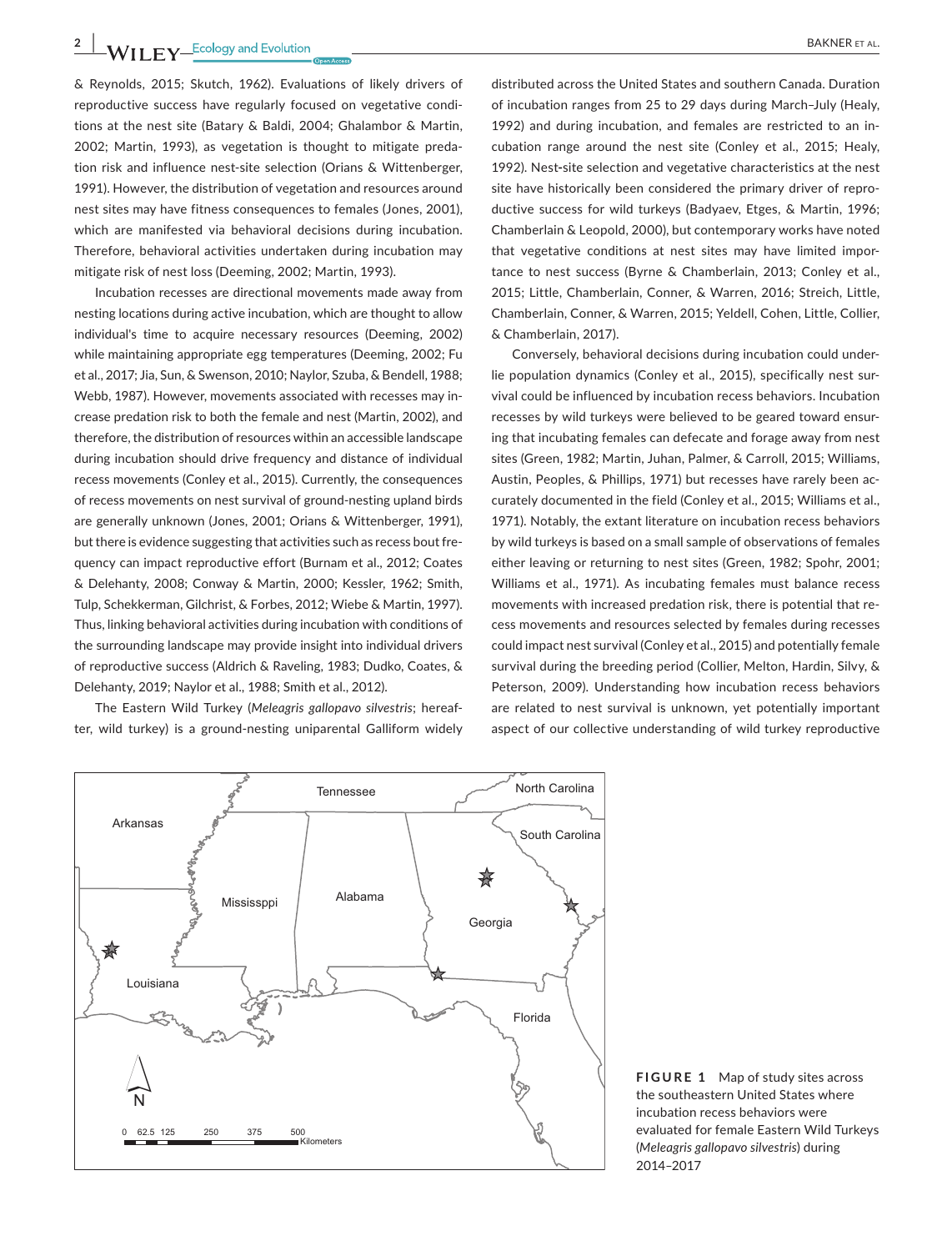& Reynolds, 2015; Skutch, 1962). Evaluations of likely drivers of reproductive success have regularly focused on vegetative conditions at the nest site (Batary & Baldi, 2004; Ghalambor & Martin, 2002; Martin, 1993), as vegetation is thought to mitigate predation risk and influence nest-site selection (Orians & Wittenberger, 1991). However, the distribution of vegetation and resources around nest sites may have fitness consequences to females (Jones, 2001), which are manifested via behavioral decisions during incubation. Therefore, behavioral activities undertaken during incubation may mitigate risk of nest loss (Deeming, 2002; Martin, 1993).

Incubation recesses are directional movements made away from nesting locations during active incubation, which are thought to allow individual's time to acquire necessary resources (Deeming, 2002) while maintaining appropriate egg temperatures (Deeming, 2002; Fu et al., 2017; Jia, Sun, & Swenson, 2010; Naylor, Szuba, & Bendell, 1988; Webb, 1987). However, movements associated with recesses may increase predation risk to both the female and nest (Martin, 2002), and therefore, the distribution of resources within an accessible landscape during incubation should drive frequency and distance of individual recess movements (Conley et al., 2015). Currently, the consequences of recess movements on nest survival of ground-nesting upland birds are generally unknown (Jones, 2001; Orians & Wittenberger, 1991), but there is evidence suggesting that activities such as recess bout frequency can impact reproductive effort (Burnam et al., 2012; Coates & Delehanty, 2008; Conway & Martin, 2000; Kessler, 1962; Smith, Tulp, Schekkerman, Gilchrist, & Forbes, 2012; Wiebe & Martin, 1997). Thus, linking behavioral activities during incubation with conditions of the surrounding landscape may provide insight into individual drivers of reproductive success (Aldrich & Raveling, 1983; Dudko, Coates, & Delehanty, 2019; Naylor et al., 1988; Smith et al., 2012).

The Eastern Wild Turkey (*Meleagris gallopavo silvestris*; hereafter, wild turkey) is a ground-nesting uniparental Galliform widely distributed across the United States and southern Canada. Duration of incubation ranges from 25 to 29 days during March–July (Healy, 1992) and during incubation, and females are restricted to an incubation range around the nest site (Conley et al., 2015; Healy, 1992). Nest-site selection and vegetative characteristics at the nest site have historically been considered the primary driver of reproductive success for wild turkeys (Badyaev, Etges, & Martin, 1996; Chamberlain & Leopold, 2000), but contemporary works have noted that vegetative conditions at nest sites may have limited importance to nest success (Byrne & Chamberlain, 2013; Conley et al., 2015; Little, Chamberlain, Conner, & Warren, 2016; Streich, Little, Chamberlain, Conner, & Warren, 2015; Yeldell, Cohen, Little, Collier, & Chamberlain, 2017).

Conversely, behavioral decisions during incubation could underlie population dynamics (Conley et al., 2015), specifically nest survival could be influenced by incubation recess behaviors. Incubation recesses by wild turkeys were believed to be geared toward ensuring that incubating females can defecate and forage away from nest sites (Green, 1982; Martin, Juhan, Palmer, & Carroll, 2015; Williams, Austin, Peoples, & Phillips, 1971) but recesses have rarely been accurately documented in the field (Conley et al., 2015; Williams et al., 1971). Notably, the extant literature on incubation recess behaviors by wild turkeys is based on a small sample of observations of females either leaving or returning to nest sites (Green, 1982; Spohr, 2001; Williams et al., 1971). As incubating females must balance recess movements with increased predation risk, there is potential that recess movements and resources selected by females during recesses could impact nest survival (Conley et al., 2015) and potentially female survival during the breeding period (Collier, Melton, Hardin, Silvy, & Peterson, 2009). Understanding how incubation recess behaviors are related to nest survival is unknown, yet potentially important aspect of our collective understanding of wild turkey reproductive

**FIGURE 1** Map of study sites across the southeastern United States where incubation recess behaviors were evaluated for female Eastern Wild Turkeys (*Meleagris gallopavo silvestris*) during 2014–2017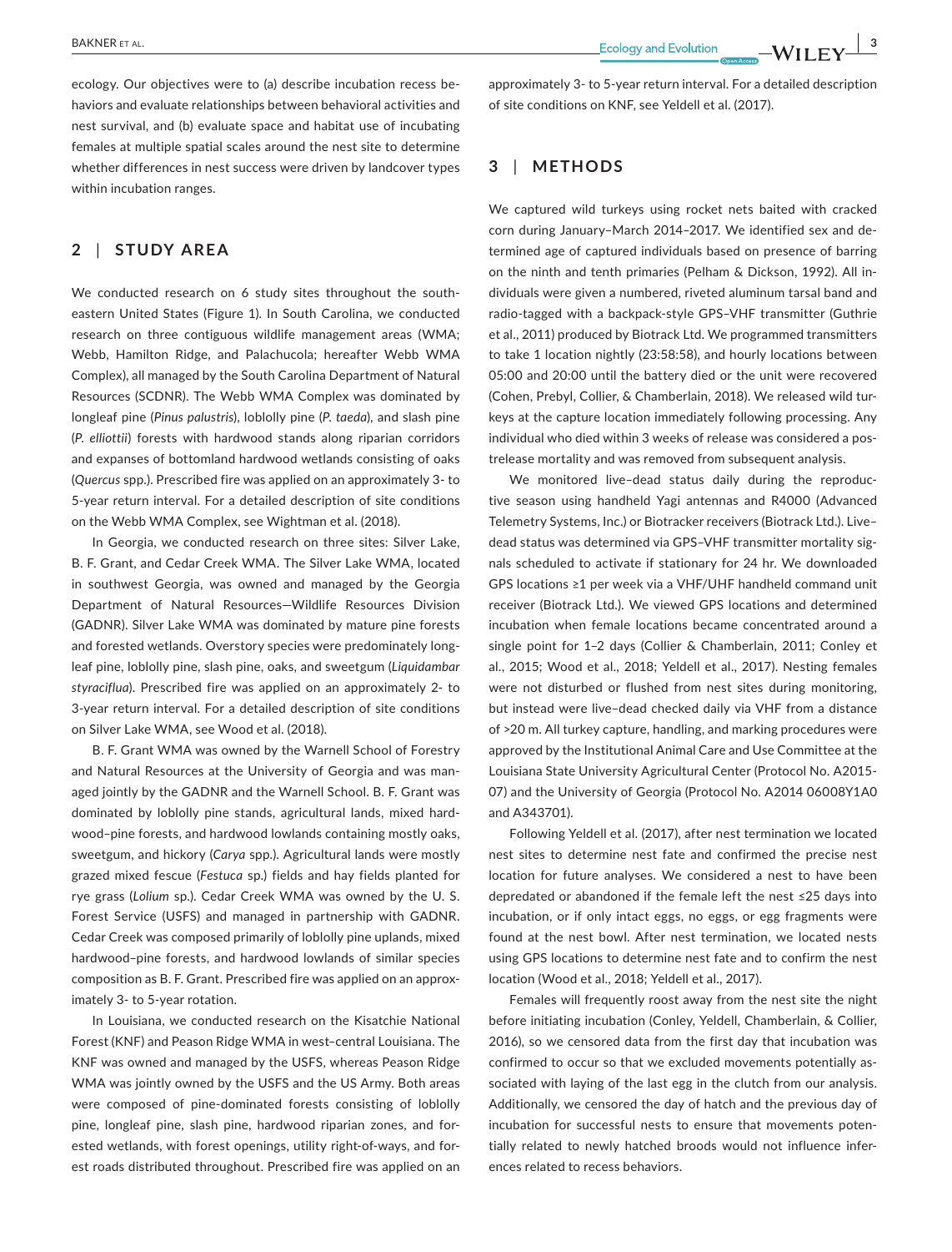ecology. Our objectives were to (a) describe incubation recess behaviors and evaluate relationships between behavioral activities and nest survival, and (b) evaluate space and habitat use of incubating females at multiple spatial scales around the nest site to determine whether differences in nest success were driven by landcover types within incubation ranges.

## 2 | STUDY AREA

We conducted research on 6 study sites throughout the southeastern United States (Figure 1). In South Carolina, we conducted research on three contiguous wildlife management areas (WMA; Webb, Hamilton Ridge, and Palachucola; hereafter Webb WMA Complex), all managed by the South Carolina Department of Natural Resources (SCDNR). The Webb WMA Complex was dominated by longleaf pine (*Pinus palustris*), loblolly pine (*P. taeda*), and slash pine (*P. elliottii*) forests with hardwood stands along riparian corridors and expanses of bottomland hardwood wetlands consisting of oaks (*Quercus* spp.). Prescribed fire was applied on an approximately 3- to 5-year return interval. For a detailed description of site conditions on the Webb WMA Complex, see Wightman et al. (2018).

In Georgia, we conducted research on three sites: Silver Lake, B. F. Grant, and Cedar Creek WMA. The Silver Lake WMA, located in southwest Georgia, was owned and managed by the Georgia Department of Natural Resources—Wildlife Resources Division (GADNR). Silver Lake WMA was dominated by mature pine forests and forested wetlands. Overstory species were predominately longleaf pine, loblolly pine, slash pine, oaks, and sweetgum (*Liquidambar styraciflua*). Prescribed fire was applied on an approximately 2- to 3-year return interval. For a detailed description of site conditions on Silver Lake WMA, see Wood et al. (2018).

B. F. Grant WMA was owned by the Warnell School of Forestry and Natural Resources at the University of Georgia and was managed jointly by the GADNR and the Warnell School. B. F. Grant was dominated by loblolly pine stands, agricultural lands, mixed hardwood–pine forests, and hardwood lowlands containing mostly oaks, sweetgum, and hickory (*Carya* spp.). Agricultural lands were mostly grazed mixed fescue (*Festuca* sp.) fields and hay fields planted for rye grass (*Lolium* sp.). Cedar Creek WMA was owned by the U. S. Forest Service (USFS) and managed in partnership with GADNR. Cedar Creek was composed primarily of loblolly pine uplands, mixed hardwood–pine forests, and hardwood lowlands of similar species composition as B. F. Grant. Prescribed fire was applied on an approximately 3- to 5-year rotation.

In Louisiana, we conducted research on the Kisatchie National Forest (KNF) and Peason Ridge WMA in west–central Louisiana. The KNF was owned and managed by the USFS, whereas Peason Ridge WMA was jointly owned by the USFS and the US Army. Both areas were composed of pine-dominated forests consisting of loblolly pine, longleaf pine, slash pine, hardwood riparian zones, and forested wetlands, with forest openings, utility right-of-ways, and forest roads distributed throughout. Prescribed fire was applied on an approximately 3- to 5-year return interval. For a detailed description of site conditions on KNF, see Yeldell et al. (2017).

## 3 | METHODS

We captured wild turkeys using rocket nets baited with cracked corn during January–March 2014–2017. We identified sex and determined age of captured individuals based on presence of barring on the ninth and tenth primaries (Pelham & Dickson, 1992). All individuals were given a numbered, riveted aluminum tarsal band and radio-tagged with a backpack-style GPS–VHF transmitter (Guthrie et al., 2011) produced by Biotrack Ltd. We programmed transmitters to take 1 location nightly (23:58:58), and hourly locations between 05:00 and 20:00 until the battery died or the unit were recovered (Cohen, Prebyl, Collier, & Chamberlain, 2018). We released wild turkeys at the capture location immediately following processing. Any individual who died within 3 weeks of release was considered a postrelease mortality and was removed from subsequent analysis.

We monitored live–dead status daily during the reproductive season using handheld Yagi antennas and R4000 (Advanced Telemetry Systems, Inc.) or Biotracker receivers (Biotrack Ltd.). Live–dead status was determined via GPS–VHF transmitter mortality signals scheduled to activate if stationary for 24 hr. We downloaded GPS locations ≥1 per week via a VHF/UHF handheld command unit receiver (Biotrack Ltd.). We viewed GPS locations and determined incubation when female locations became concentrated around a single point for 1–2 days (Collier & Chamberlain, 2011; Conley et al., 2015; Wood et al., 2018; Yeldell et al., 2017). Nesting females were not disturbed or flushed from nest sites during monitoring, but instead were live–dead checked daily via VHF from a distance of >20 m. All turkey capture, handling, and marking procedures were approved by the Institutional Animal Care and Use Committee at the Louisiana State University Agricultural Center (Protocol No. A2015-07) and the University of Georgia (Protocol No. A2014 06008Y1A0 and A343701).

Following Yeldell et al. (2017), after nest termination we located nest sites to determine nest fate and confirmed the precise nest location for future analyses. We considered a nest to have been depredated or abandoned if the female left the nest ≤25 days into incubation, or if only intact eggs, no eggs, or egg fragments were found at the nest bowl. After nest termination, we located nests using GPS locations to determine nest fate and to confirm the nest location (Wood et al., 2018; Yeldell et al., 2017).

Females will frequently roost away from the nest site the night before initiating incubation (Conley, Yeldell, Chamberlain, & Collier, 2016), so we censored data from the first day that incubation was confirmed to occur so that we excluded movements potentially associated with laying of the last egg in the clutch from our analysis. Additionally, we censored the day of hatch and the previous day of incubation for successful nests to ensure that movements potentially related to newly hatched broods would not influence inferences related to recess behaviors.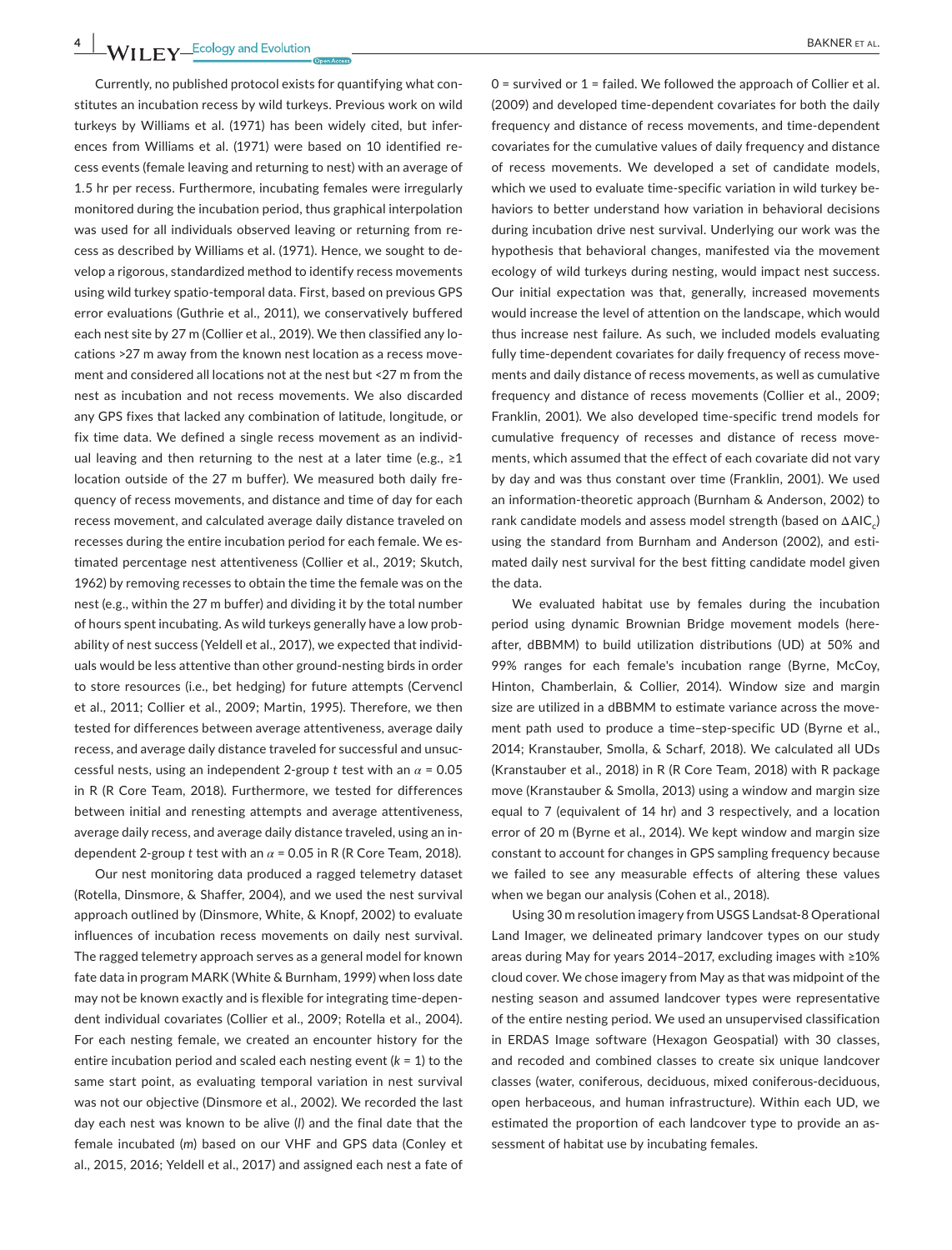Currently, no published protocol exists for quantifying what constitutes an incubation recess by wild turkeys. Previous work on wild turkeys by Williams et al. (1971) has been widely cited, but inferences from Williams et al. (1971) were based on 10 identified recess events (female leaving and returning to nest) with an average of 1.5 hr per recess. Furthermore, incubating females were irregularly monitored during the incubation period, thus graphical interpolation was used for all individuals observed leaving or returning from recess as described by Williams et al. (1971). Hence, we sought to develop a rigorous, standardized method to identify recess movements using wild turkey spatio-temporal data. First, based on previous GPS error evaluations (Guthrie et al., 2011), we conservatively buffered each nest site by 27 m (Collier et al., 2019). We then classified any locations >27 m away from the known nest location as a recess movement and considered all locations not at the nest but <27 m from the nest as incubation and not recess movements. We also discarded any GPS fixes that lacked any combination of latitude, longitude, or fix time data. We defined a single recess movement as an individual leaving and then returning to the nest at a later time (e.g., ≥1 location outside of the 27 m buffer). We measured both daily frequency of recess movements, and distance and time of day for each recess movement, and calculated average daily distance traveled on recesses during the entire incubation period for each female. We estimated percentage nest attentiveness (Collier et al., 2019; Skutch, 1962) by removing recesses to obtain the time the female was on the nest (e.g., within the 27 m buffer) and dividing it by the total number of hours spent incubating. As wild turkeys generally have a low probability of nest success (Yeldell et al., 2017), we expected that individuals would be less attentive than other ground-nesting birds in order to store resources (i.e., bet hedging) for future attempts (Cervencl et al., 2011; Collier et al., 2009; Martin, 1995). Therefore, we then tested for differences between average attentiveness, average daily recess, and average daily distance traveled for successful and unsuccessful nests, using an independent 2-group *t* test with an $\alpha = 0.05$ in R (R Core Team, 2018). Furthermore, we tested for differences between initial and renesting attempts and average attentiveness, average daily recess, and average daily distance traveled, using an independent 2-group *t* test with an $\alpha = 0.05$ in R (R Core Team, 2018).

Our nest monitoring data produced a ragged telemetry dataset (Rotella, Dinsmore, & Shaffer, 2004), and we used the nest survival approach outlined by (Dinsmore, White, & Knopf, 2002) to evaluate influences of incubation recess movements on daily nest survival. The ragged telemetry approach serves as a general model for known fate data in program MARK (White & Burnham, 1999) when loss date may not be known exactly and is flexible for integrating time-dependent individual covariates (Collier et al., 2009; Rotella et al., 2004). For each nesting female, we created an encounter history for the entire incubation period and scaled each nesting event ($k = 1$) to the same start point, as evaluating temporal variation in nest survival was not our objective (Dinsmore et al., 2002). We recorded the last day each nest was known to be alive ($l$) and the final date that the female incubated ($m$) based on our VHF and GPS data (Conley et al., 2015, 2016; Yeldell et al., 2017) and assigned each nest a fate of 0 = survived or 1 = failed. We followed the approach of Collier et al. (2009) and developed time-dependent covariates for both the daily frequency and distance of recess movements, and time-dependent covariates for the cumulative values of daily frequency and distance of recess movements. We developed a set of candidate models, which we used to evaluate time-specific variation in wild turkey behaviors to better understand how variation in behavioral decisions during incubation drive nest survival. Underlying our work was the hypothesis that behavioral changes, manifested via the movement ecology of wild turkeys during nesting, would impact nest success. Our initial expectation was that, generally, increased movements would increase the level of attention on the landscape, which would thus increase nest failure. As such, we included models evaluating fully time-dependent covariates for daily frequency of recess movements and daily distance of recess movements, as well as cumulative frequency and distance of recess movements (Collier et al., 2009; Franklin, 2001). We also developed time-specific trend models for cumulative frequency of recesses and distance of recess movements, which assumed that the effect of each covariate did not vary by day and was thus constant over time (Franklin, 2001). We used an information-theoretic approach (Burnham & Anderson, 2002) to rank candidate models and assess model strength (based on $\Delta AIC_c$) using the standard from Burnham and Anderson (2002), and estimated daily nest survival for the best fitting candidate model given the data.

We evaluated habitat use by females during the incubation period using dynamic Brownian Bridge movement models (hereafter, dBBMM) to build utilization distributions (UD) at 50% and 99% ranges for each female's incubation range (Byrne, McCoy, Hinton, Chamberlain, & Collier, 2014). Window size and margin size are utilized in a dBBMM to estimate variance across the movement path used to produce a time–step-specific UD (Byrne et al., 2014; Kranstauber, Smolla, & Scharf, 2018). We calculated all UDs (Kranstauber et al., 2018) in R (R Core Team, 2018) with R package move (Kranstauber & Smolla, 2013) using a window and margin size equal to 7 (equivalent of 14 hr) and 3 respectively, and a location error of 20 m (Byrne et al., 2014). We kept window and margin size constant to account for changes in GPS sampling frequency because we failed to see any measurable effects of altering these values when we began our analysis (Cohen et al., 2018).

Using 30 m resolution imagery from USGS Landsat-8 Operational Land Imager, we delineated primary landcover types on our study areas during May for years 2014–2017, excluding images with ≥10% cloud cover. We chose imagery from May as that was midpoint of the nesting season and assumed landcover types were representative of the entire nesting period. We used an unsupervised classification in ERDAS Image software (Hexagon Geospatial) with 30 classes, and recoded and combined classes to create six unique landcover classes (water, coniferous, deciduous, mixed coniferous-deciduous, open herbaceous, and human infrastructure). Within each UD, we estimated the proportion of each landcover type to provide an assessment of habitat use by incubating females.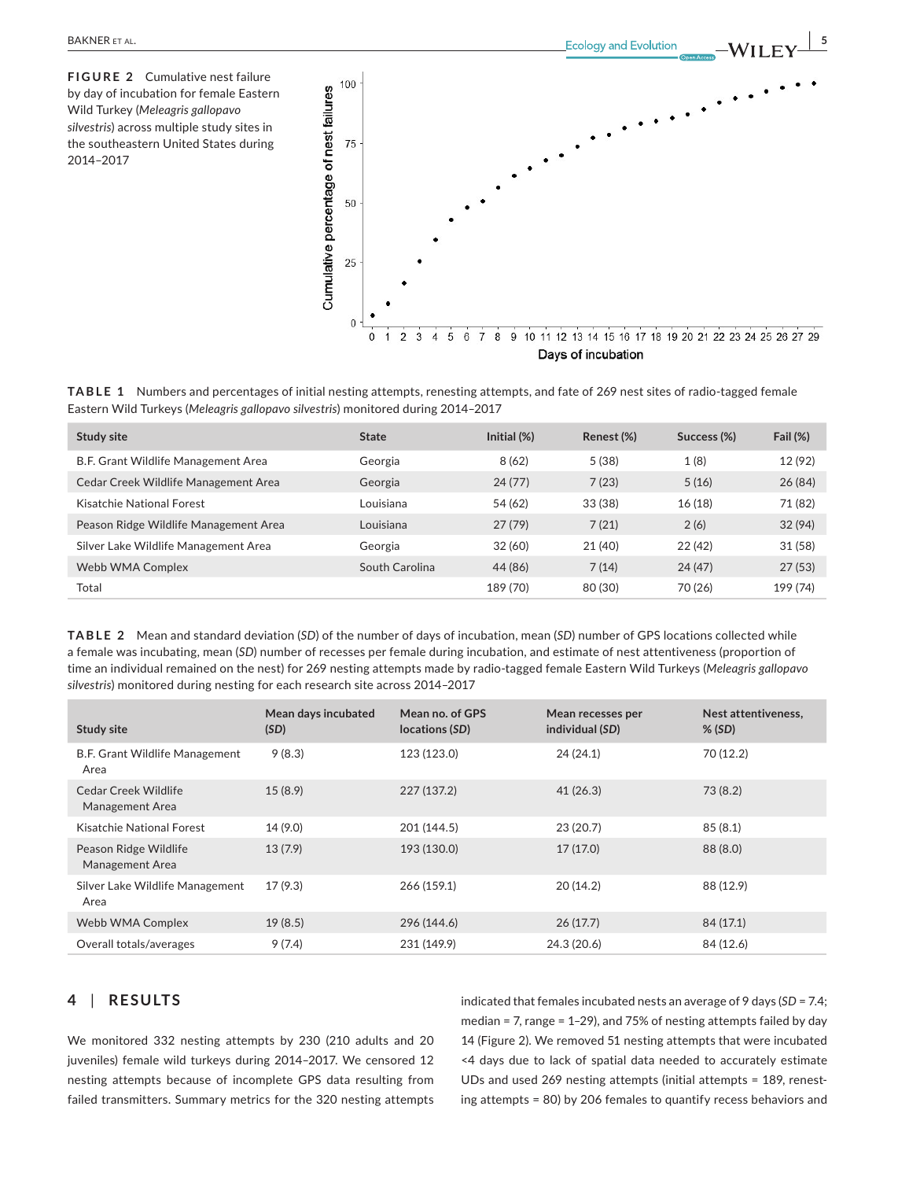**FIGURE 2** Cumulative nest failure by day of incubation for female Eastern Wild Turkey (*Meleagris gallopavo silvestris*) across multiple study sites in the southeastern United States during 2014–2017

**TABLE 1** Numbers and percentages of initial nesting attempts, renesting attempts, and fate of 269 nest sites of radio-tagged female Eastern Wild Turkeys (*Meleagris gallopavo silvestris*) monitored during 2014–2017

| Study site | State | Initial (%) | Renest (%) | Success (%) | Fail (%) |
|---|---|---|---|---|---|
| B.F. Grant Wildlife Management Area | Georgia | 8 (62) | 5 (38) | 1 (8) | 12 (92) |
| Cedar Creek Wildlife Management Area | Georgia | 24 (77) | 7 (23) | 5 (16) | 26 (84) |
| Kisatchie National Forest | Louisiana | 54 (62) | 33 (38) | 16 (18) | 71 (82) |
| Peason Ridge Wildlife Management Area | Louisiana | 27 (79) | 7 (21) | 2 (6) | 32 (94) |
| Silver Lake Wildlife Management Area | Georgia | 32 (60) | 21 (40) | 22 (42) | 31 (58) |
| Webb WMA Complex | South Carolina | 44 (86) | 7 (14) | 24 (47) | 27 (53) |
| Total | | 189 (70) | 80 (30) | 70 (26) | 199 (74) |

**TABLE 2** Mean and standard deviation (*SD*) of the number of days of incubation, mean (*SD*) number of GPS locations collected while a female was incubating, mean (*SD*) number of recesses per female during incubation, and estimate of nest attentiveness (proportion of time an individual remained on the nest) for 269 nesting attempts made by radio-tagged female Eastern Wild Turkeys (*Meleagris gallopavo silvestris*) monitored during nesting for each research site across 2014–2017

| Study site | Mean days incubated (*SD*) | Mean no. of GPS locations (*SD*) | Mean recesses per individual (*SD*) | Nest attentiveness, % (*SD*) |
|---|---|---|---|---|
| B.F. Grant Wildlife Management Area | 9 (8.3) | 123 (123.0) | 24 (24.1) | 70 (12.2) |
| Cedar Creek Wildlife Management Area | 15 (8.9) | 227 (137.2) | 41 (26.3) | 73 (8.2) |
| Kisatchie National Forest | 14 (9.0) | 201 (144.5) | 23 (20.7) | 85 (8.1) |
| Peason Ridge Wildlife Management Area | 13 (7.9) | 193 (130.0) | 17 (17.0) | 88 (8.0) |
| Silver Lake Wildlife Management Area | 17 (9.3) | 266 (159.1) | 20 (14.2) | 88 (12.9) |
| Webb WMA Complex | 19 (8.5) | 296 (144.6) | 26 (17.7) | 84 (17.1) |
| Overall totals/averages | 9 (7.4) | 231 (149.9) | 24.3 (20.6) | 84 (12.6) |

## 4 | RESULTS

We monitored 332 nesting attempts by 230 (210 adults and 20 juveniles) female wild turkeys during 2014–2017. We censored 12 nesting attempts because of incomplete GPS data resulting from failed transmitters. Summary metrics for the 320 nesting attempts indicated that females incubated nests an average of 9 days (*SD* = 7.4; median = 7, range = 1–29), and 75% of nesting attempts failed by day 14 (Figure 2). We removed 51 nesting attempts that were incubated <4 days due to lack of spatial data needed to accurately estimate UDs and used 269 nesting attempts (initial attempts = 189, renesting attempts = 80) by 206 females to quantify recess behaviors and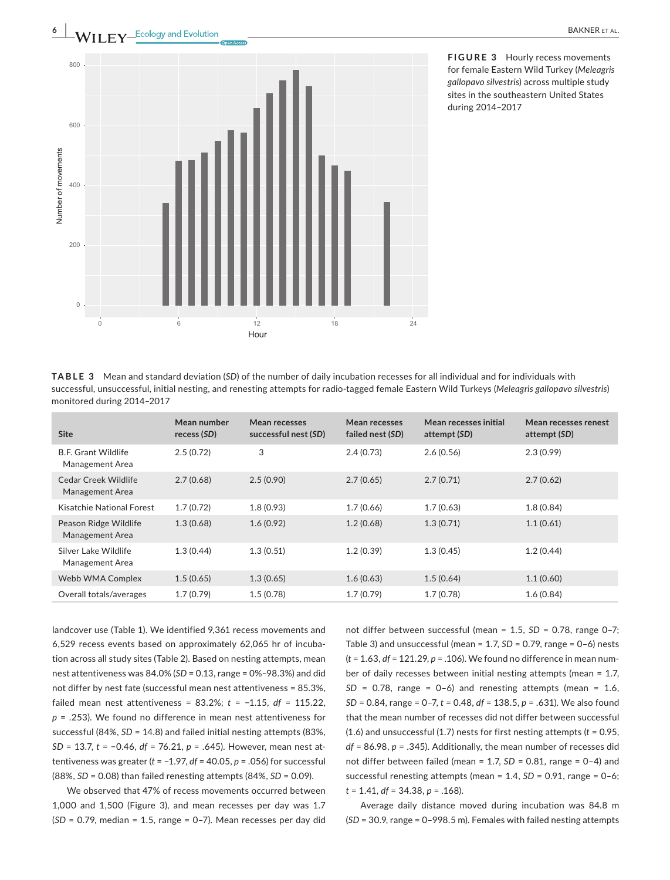**FIGURE 3** Hourly recess movements for female Eastern Wild Turkey (*Meleagris gallopavo silvestris*) across multiple study sites in the southeastern United States during 2014–2017

**TABLE 3** Mean and standard deviation (*SD*) of the number of daily incubation recesses for all individual and for individuals with successful, unsuccessful, initial nesting, and renesting attempts for radio-tagged female Eastern Wild Turkeys (*Meleagris gallopavo silvestris*) monitored during 2014–2017

| Site | Mean number recess (*SD*) | Mean recesses successful nest (*SD*) | Mean recesses failed nest (*SD*) | Mean recesses initial attempt (*SD*) | Mean recesses renest attempt (*SD*) |
|---|---|---|---|---|---|
| B.F. Grant Wildlife Management Area | 2.5 (0.72) | 3 | 2.4 (0.73) | 2.6 (0.56) | 2.3 (0.99) |
| Cedar Creek Wildlife Management Area | 2.7 (0.68) | 2.5 (0.90) | 2.7 (0.65) | 2.7 (0.71) | 2.7 (0.62) |
| Kisatchie National Forest | 1.7 (0.72) | 1.8 (0.93) | 1.7 (0.66) | 1.7 (0.63) | 1.8 (0.84) |
| Peason Ridge Wildlife Management Area | 1.3 (0.68) | 1.6 (0.92) | 1.2 (0.68) | 1.3 (0.71) | 1.1 (0.61) |
| Silver Lake Wildlife Management Area | 1.3 (0.44) | 1.3 (0.51) | 1.2 (0.39) | 1.3 (0.45) | 1.2 (0.44) |
| Webb WMA Complex | 1.5 (0.65) | 1.3 (0.65) | 1.6 (0.63) | 1.5 (0.64) | 1.1 (0.60) |
| Overall totals/averages | 1.7 (0.79) | 1.5 (0.78) | 1.7 (0.79) | 1.7 (0.78) | 1.6 (0.84) |

landcover use (Table 1). We identified 9,361 recess movements and 6,529 recess events based on approximately 62,065 hr of incubation across all study sites (Table 2). Based on nesting attempts, mean nest attentiveness was 84.0% (*SD* = 0.13, range = 0%–98.3%) and did not differ by nest fate (successful mean nest attentiveness = 85.3%, failed mean nest attentiveness = 83.2%; $t = -1.15$, $df = 115.22$, $p = .253$). We found no difference in mean nest attentiveness for successful (84%, *SD* = 14.8) and failed initial nesting attempts (83%, *SD* = 13.7, $t = -0.46$, $df = 76.21$, $p = .645$). However, mean nest attentiveness was greater ($t = -1.97$, $df = 40.05$, $p = .056$) for successful (88%, *SD* = 0.08) than failed renesting attempts (84%, *SD* = 0.09).

We observed that 47% of recess movements occurred between 1,000 and 1,500 (Figure 3), and mean recesses per day was 1.7 (*SD* = 0.79, median = 1.5, range = 0–7). Mean recesses per day did not differ between successful (mean = 1.5, *SD* = 0.78, range 0–7; Table 3) and unsuccessful (mean = 1.7, *SD* = 0.79, range = 0–6) nests ($t = 1.63$, $df = 121.29$, $p = .106$). We found no difference in mean number of daily recesses between initial nesting attempts (mean = 1.7, *SD* = 0.78, range = 0–6) and renesting attempts (mean = 1.6, *SD* = 0.84, range = 0–7, $t = 0.48$, $df = 138.5$, $p = .631$). We also found that the mean number of recesses did not differ between successful (1.6) and unsuccessful (1.7) nests for first nesting attempts ($t = 0.95$, $df = 86.98$, $p = .345$). Additionally, the mean number of recesses did not differ between failed (mean = 1.7, *SD* = 0.81, range = 0–4) and successful renesting attempts (mean = 1.4, *SD* = 0.91, range = 0–6; $t = 1.41$, $df = 34.38$, $p = .168$).

Average daily distance moved during incubation was 84.8 m (*SD* = 30.9, range = 0–998.5 m). Females with failed nesting attempts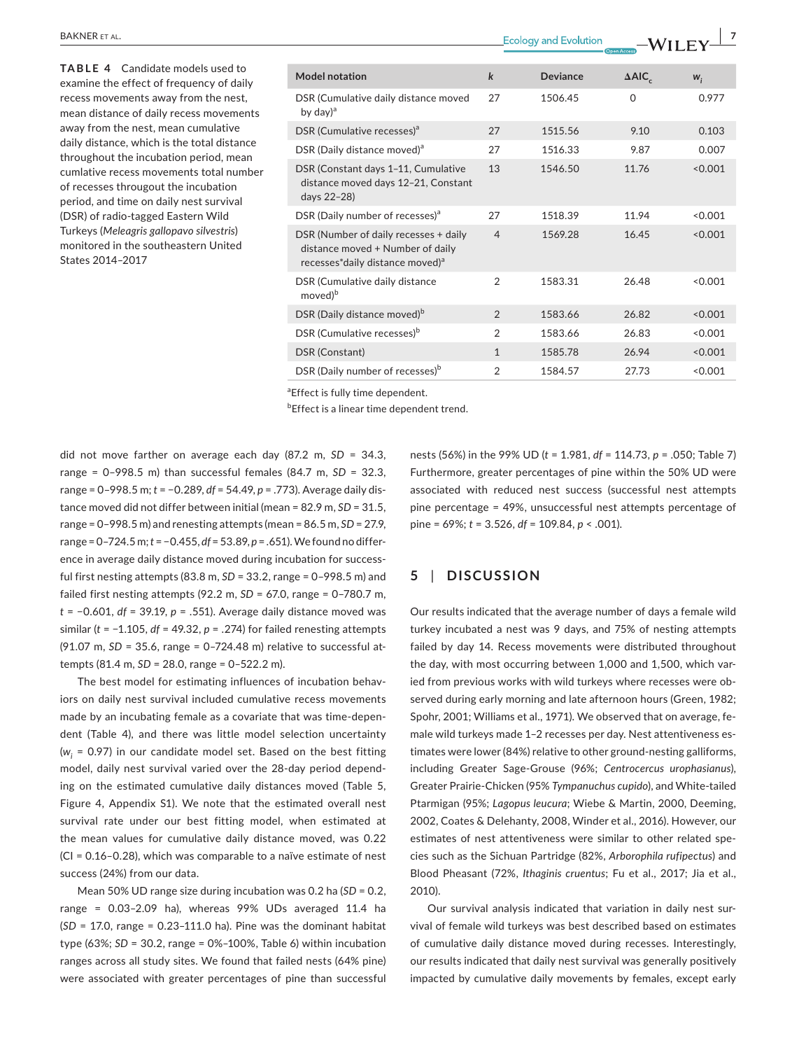**TABLE 4** Candidate models used to examine the effect of frequency of daily recess movements away from the nest, mean distance of daily recess movements away from the nest, mean cumulative daily distance, which is the total distance throughout the incubation period, mean cumlative recess movements total number of recesses througout the incubation period, and time on daily nest survival (DSR) of radio-tagged Eastern Wild Turkeys (*Meleagris gallopavo silvestris*) monitored in the southeastern United States 2014–2017

| Model notation | $k$ | Deviance | $\Delta AIC_c$ | $w_i$ |
|---|---|---|---|---|
| DSR (Cumulative daily distance moved by day)[a] | 27 | 1506.45 | 0 | 0.977 |
| DSR (Cumulative recesses)[a] | 27 | 1515.56 | 9.10 | 0.103 |
| DSR (Daily distance moved)[a] | 27 | 1516.33 | 9.87 | 0.007 |
| DSR (Constant days 1–11, Cumulative distance moved days 12–21, Constant days 22–28) | 13 | 1546.50 | 11.76 | <0.001 |
| DSR (Daily number of recesses)[a] | 27 | 1518.39 | 11.94 | <0.001 |
| DSR (Number of daily recesses + daily distance moved + Number of daily recesses*daily distance moved)[a] | 4 | 1569.28 | 16.45 | <0.001 |
| DSR (Cumulative daily distance moved)[b] | 2 | 1583.31 | 26.48 | <0.001 |
| DSR (Daily distance moved)[b] | 2 | 1583.66 | 26.82 | <0.001 |
| DSR (Cumulative recesses)[b] | 2 | 1583.66 | 26.83 | <0.001 |
| DSR (Constant) | 1 | 1585.78 | 26.94 | <0.001 |
| DSR (Daily number of recesses)[b] | 2 | 1584.57 | 27.73 | <0.001 |

[a]Effect is fully time dependent.

[b]Effect is a linear time dependent trend.

did not move farther on average each day (87.2 m, $SD$ = 34.3, range = 0–998.5 m) than successful females (84.7 m, $SD$ = 32.3, range = 0–998.5 m; $t$ = −0.289, $df$ = 54.49, $p$ = .773). Average daily distance moved did not differ between initial (mean = 82.9 m, $SD$ = 31.5, range = 0–998.5 m) and renesting attempts (mean = 86.5 m, $SD$ = 27.9, range = 0–724.5 m; $t$ = −0.455, $df$ = 53.89, $p$ = .651). We found no difference in average daily distance moved during incubation for successful first nesting attempts (83.8 m, $SD$ = 33.2, range = 0–998.5 m) and failed first nesting attempts (92.2 m, $SD$ = 67.0, range = 0–780.7 m, $t$ = −0.601, $df$ = 39.19, $p$ = .551). Average daily distance moved was similar ($t$ = −1.105, $df$ = 49.32, $p$ = .274) for failed renesting attempts (91.07 m, $SD$ = 35.6, range = 0–724.48 m) relative to successful attempts (81.4 m, $SD$ = 28.0, range = 0–522.2 m).

The best model for estimating influences of incubation behaviors on daily nest survival included cumulative recess movements made by an incubating female as a covariate that was time-dependent (Table 4), and there was little model selection uncertainty ($w_i$ = 0.97) in our candidate model set. Based on the best fitting model, daily nest survival varied over the 28-day period depending on the estimated cumulative daily distances moved (Table 5, Figure 4, Appendix S1). We note that the estimated overall nest survival rate under our best fitting model, when estimated at the mean values for cumulative daily distance moved, was 0.22 (CI = 0.16–0.28), which was comparable to a naïve estimate of nest success (24%) from our data.

Mean 50% UD range size during incubation was 0.2 ha ($SD$ = 0.2, range = 0.03–2.09 ha), whereas 99% UDs averaged 11.4 ha ($SD$ = 17.0, range = 0.23–111.0 ha). Pine was the dominant habitat type (63%; $SD$ = 30.2, range = 0%–100%, Table 6) within incubation ranges across all study sites. We found that failed nests (64% pine) were associated with greater percentages of pine than successful nests (56%) in the 99% UD ($t$ = 1.981, $df$ = 114.73, $p$ = .050; Table 7) Furthermore, greater percentages of pine within the 50% UD were associated with reduced nest success (successful nest attempts pine percentage = 49%, unsuccessful nest attempts percentage of pine = 69%; $t$ = 3.526, $df$ = 109.84, $p$ < .001).

## 5 | DISCUSSION

Our results indicated that the average number of days a female wild turkey incubated a nest was 9 days, and 75% of nesting attempts failed by day 14. Recess movements were distributed throughout the day, with most occurring between 1,000 and 1,500, which varied from previous works with wild turkeys where recesses were observed during early morning and late afternoon hours (Green, 1982; Spohr, 2001; Williams et al., 1971). We observed that on average, female wild turkeys made 1–2 recesses per day. Nest attentiveness estimates were lower (84%) relative to other ground-nesting galliforms, including Greater Sage-Grouse (96%; *Centrocercus urophasianus*), Greater Prairie-Chicken (95% *Tympanuchus cupido*), and White-tailed Ptarmigan (95%; *Lagopus leucura*; Wiebe & Martin, 2000, Deeming, 2002, Coates & Delehanty, 2008, Winder et al., 2016). However, our estimates of nest attentiveness were similar to other related species such as the Sichuan Partridge (82%, *Arborophila rufipectus*) and Blood Pheasant (72%, *Ithaginis cruentus*; Fu et al., 2017; Jia et al., 2010).

Our survival analysis indicated that variation in daily nest survival of female wild turkeys was best described based on estimates of cumulative daily distance moved during recesses. Interestingly, our results indicated that daily nest survival was generally positively impacted by cumulative daily movements by females, except early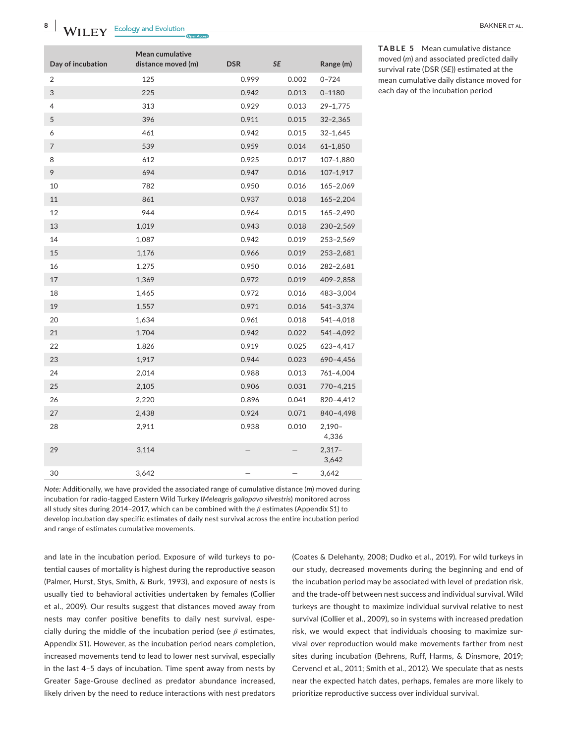**TABLE 5** Mean cumulative distance moved (*m*) and associated predicted daily survival rate (DSR (*SE*)) estimated at the mean cumulative daily distance moved for each day of the incubation period

| Day of incubation | Mean cumulative distance moved (m) | DSR | *SE* | Range (m) |
|---|---|---|---|---|
| 2 | 125 | 0.999 | 0.002 | 0–724 |
| 3 | 225 | 0.942 | 0.013 | 0–1180 |
| 4 | 313 | 0.929 | 0.013 | 29–1,775 |
| 5 | 396 | 0.911 | 0.015 | 32–2,365 |
| 6 | 461 | 0.942 | 0.015 | 32–1,645 |
| 7 | 539 | 0.959 | 0.014 | 61–1,850 |
| 8 | 612 | 0.925 | 0.017 | 107–1,880 |
| 9 | 694 | 0.947 | 0.016 | 107–1,917 |
| 10 | 782 | 0.950 | 0.016 | 165–2,069 |
| 11 | 861 | 0.937 | 0.018 | 165–2,204 |
| 12 | 944 | 0.964 | 0.015 | 165–2,490 |
| 13 | 1,019 | 0.943 | 0.018 | 230–2,569 |
| 14 | 1,087 | 0.942 | 0.019 | 253–2,569 |
| 15 | 1,176 | 0.966 | 0.019 | 253–2,681 |
| 16 | 1,275 | 0.950 | 0.016 | 282–2,681 |
| 17 | 1,369 | 0.972 | 0.019 | 409–2,858 |
| 18 | 1,465 | 0.972 | 0.016 | 483–3,004 |
| 19 | 1,557 | 0.971 | 0.016 | 541–3,374 |
| 20 | 1,634 | 0.961 | 0.018 | 541–4,018 |
| 21 | 1,704 | 0.942 | 0.022 | 541–4,092 |
| 22 | 1,826 | 0.919 | 0.025 | 623–4,417 |
| 23 | 1,917 | 0.944 | 0.023 | 690–4,456 |
| 24 | 2,014 | 0.988 | 0.013 | 761–4,004 |
| 25 | 2,105 | 0.906 | 0.031 | 770–4,215 |
| 26 | 2,220 | 0.896 | 0.041 | 820–4,412 |
| 27 | 2,438 | 0.924 | 0.071 | 840–4,498 |
| 28 | 2,911 | 0.938 | 0.010 | 2,190–4,336 |
| 29 | 3,114 | — | — | 2,317–3,642 |
| 30 | 3,642 | — | — | 3,642 |

*Note:* Additionally, we have provided the associated range of cumulative distance (*m*) moved during incubation for radio-tagged Eastern Wild Turkey (*Meleagris gallopavo silvestris*) monitored across all study sites during 2014–2017, which can be combined with the $\beta$ estimates (Appendix S1) to develop incubation day specific estimates of daily nest survival across the entire incubation period and range of estimates cumulative movements.

and late in the incubation period. Exposure of wild turkeys to potential causes of mortality is highest during the reproductive season (Palmer, Hurst, Stys, Smith, & Burk, 1993), and exposure of nests is usually tied to behavioral activities undertaken by females (Collier et al., 2009). Our results suggest that distances moved away from nests may confer positive benefits to daily nest survival, especially during the middle of the incubation period (see $\beta$ estimates, Appendix S1). However, as the incubation period nears completion, increased movements tend to lead to lower nest survival, especially in the last 4–5 days of incubation. Time spent away from nests by Greater Sage-Grouse declined as predator abundance increased, likely driven by the need to reduce interactions with nest predators (Coates & Delehanty, 2008; Dudko et al., 2019). For wild turkeys in our study, decreased movements during the beginning and end of the incubation period may be associated with level of predation risk, and the trade-off between nest success and individual survival. Wild turkeys are thought to maximize individual survival relative to nest survival (Collier et al., 2009), so in systems with increased predation risk, we would expect that individuals choosing to maximize survival over reproduction would make movements farther from nest sites during incubation (Behrens, Ruff, Harms, & Dinsmore, 2019; Cervencl et al., 2011; Smith et al., 2012). We speculate that as nests near the expected hatch dates, perhaps, females are more likely to prioritize reproductive success over individual survival.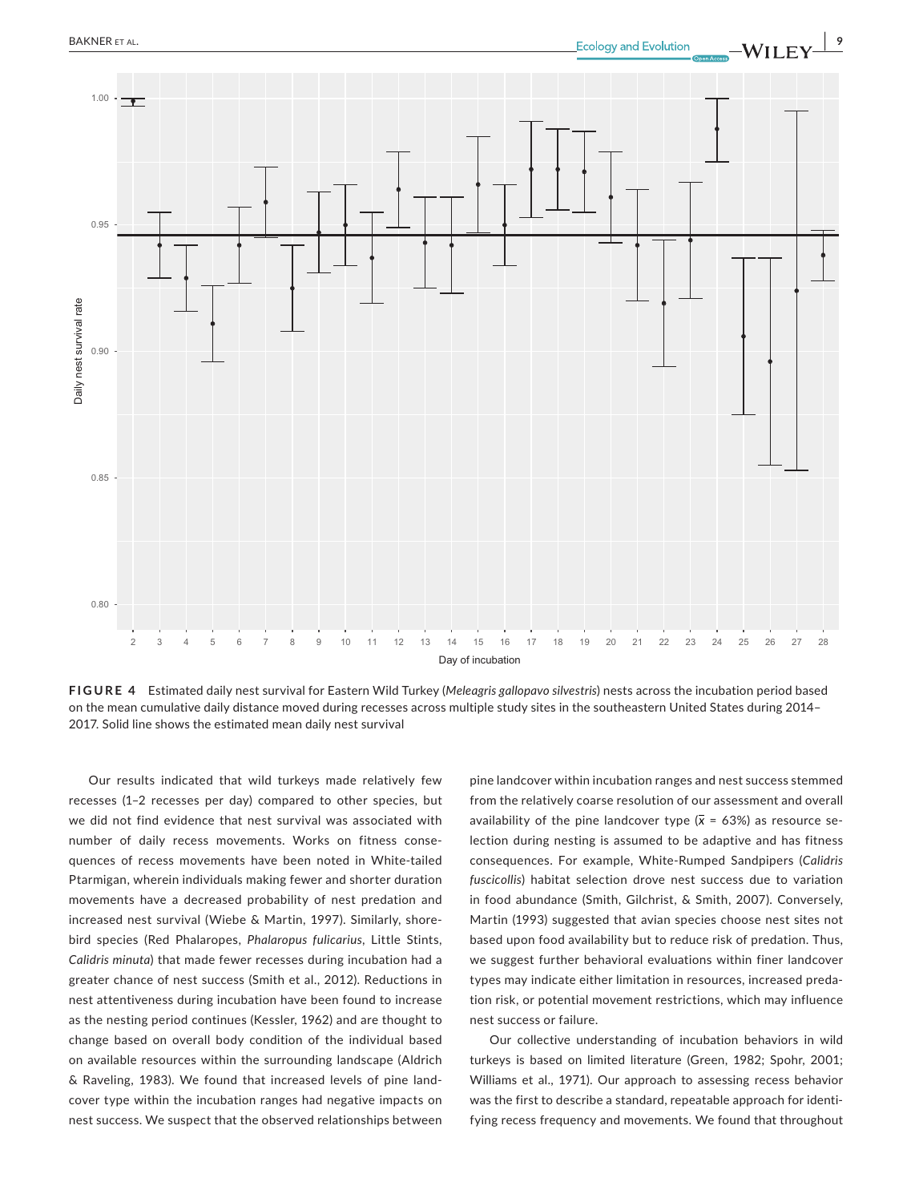**FIGURE 4** Estimated daily nest survival for Eastern Wild Turkey (*Meleagris gallopavo silvestris*) nests across the incubation period based on the mean cumulative daily distance moved during recesses across multiple study sites in the southeastern United States during 2014–2017. Solid line shows the estimated mean daily nest survival

Our results indicated that wild turkeys made relatively few recesses (1–2 recesses per day) compared to other species, but we did not find evidence that nest survival was associated with number of daily recess movements. Works on fitness consequences of recess movements have been noted in White-tailed Ptarmigan, wherein individuals making fewer and shorter duration movements have a decreased probability of nest predation and increased nest survival (Wiebe & Martin, 1997). Similarly, shorebird species (Red Phalaropes, *Phalaropus fulicarius*, Little Stints, *Calidris minuta*) that made fewer recesses during incubation had a greater chance of nest success (Smith et al., 2012). Reductions in nest attentiveness during incubation have been found to increase as the nesting period continues (Kessler, 1962) and are thought to change based on overall body condition of the individual based on available resources within the surrounding landscape (Aldrich & Raveling, 1983). We found that increased levels of pine landcover type within the incubation ranges had negative impacts on nest success. We suspect that the observed relationships between pine landcover within incubation ranges and nest success stemmed from the relatively coarse resolution of our assessment and overall availability of the pine landcover type ($\bar{x}$ = 63%) as resource selection during nesting is assumed to be adaptive and has fitness consequences. For example, White-Rumped Sandpipers (*Calidris fuscicollis*) habitat selection drove nest success due to variation in food abundance (Smith, Gilchrist, & Smith, 2007). Conversely, Martin (1993) suggested that avian species choose nest sites not based upon food availability but to reduce risk of predation. Thus, we suggest further behavioral evaluations within finer landcover types may indicate either limitation in resources, increased predation risk, or potential movement restrictions, which may influence nest success or failure.

Our collective understanding of incubation behaviors in wild turkeys is based on limited literature (Green, 1982; Spohr, 2001; Williams et al., 1971). Our approach to assessing recess behavior was the first to describe a standard, repeatable approach for identifying recess frequency and movements. We found that throughout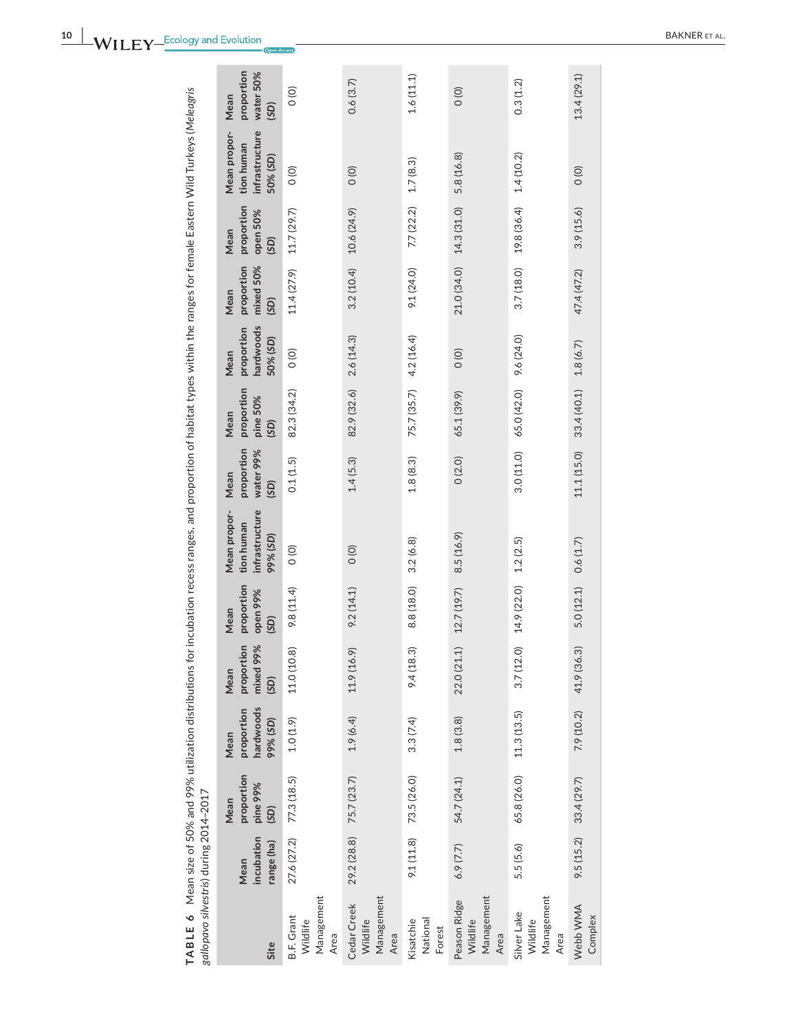**TABLE 6** Mean size of 50% and 99% utilization distributions for incubation recess ranges, and proportion of habitat types within the ranges for female Eastern Wild Turkeys (*Meleagris gallopavo silvestris*) during 2014–2017

| Site | Mean incubation range (ha) | Mean proportion pine 99% (SD) | Mean proportion hardwoods 99% (SD) | Mean proportion mixed 99% (SD) | Mean proportion open 99% (SD) | Mean proportion human infrastructure 99% (SD) | Mean proportion water 99% (SD) | Mean proportion pine 50% (SD) | Mean proportion hardwoods 50% (SD) | Mean proportion mixed 50% (SD) | Mean proportion open 50% (SD) | Mean proportion human infrastructure 50% (SD) | Mean proportion water 50% (SD) |
|---|---|---|---|---|---|---|---|---|---|---|---|---|---|
| B.F. Grant Wildlife Management Area | 27.6 (27.2) | 77.3 (18.5) | 1.0 (1.9) | 11.0 (10.8) | 9.8 (11.4) | 0 (0) | 0.1 (1.5) | 82.3 (34.2) | 0 (0) | 11.4 (27.9) | 11.7 (29.7) | 0 (0) | 0 (0) |
| Cedar Creek Wildlife Management Area | 29.2 (28.8) | 75.7 (23.7) | 1.9 (6.4) | 11.9 (16.9) | 9.2 (14.1) | 0 (0) | 1.4 (5.3) | 82.9 (32.6) | 2.6 (14.3) | 3.2 (10.4) | 10.6 (24.9) | 0 (0) | 0.6 (3.7) |
| Kisatchie National Forest | 9.1 (11.8) | 73.5 (26.0) | 3.3 (7.4) | 9.4 (18.3) | 8.8 (18.0) | 3.2 (6.8) | 1.8 (8.3) | 75.7 (35.7) | 4.2 (16.4) | 9.1 (24.0) | 7.7 (22.2) | 1.7 (8.3) | 1.6 (11.1) |
| Peason Ridge Wildlife Management Area | 6.9 (7.7) | 54.7 (24.1) | 1.8 (3.8) | 22.0 (21.1) | 12.7 (19.7) | 8.5 (16.9) | 0 (2.0) | 65.1 (39.9) | 0 (0) | 21.0 (34.0) | 14.3 (31.0) | 5.8 (16.8) | 0 (0) |
| Silver Lake Wildlife Management Area | 5.5 (5.6) | 65.8 (26.0) | 11.3 (13.5) | 3.7 (12.0) | 14.9 (22.0) | 1.2 (2.5) | 3.0 (11.0) | 65.0 (42.0) | 9.6 (24.0) | 3.7 (18.0) | 19.8 (36.4) | 1.4 (10.2) | 0.3 (1.2) |
| Webb WMA Complex | 9.5 (15.2) | 33.4 (29.7) | 7.9 (10.2) | 41.9 (36.3) | 5.0 (12.1) | 0.6 (1.7) | 11.1 (15.0) | 33.4 (40.1) | 1.8 (6.7) | 47.4 (47.2) | 3.9 (15.6) | 0 (0) | 13.4 (29.1) |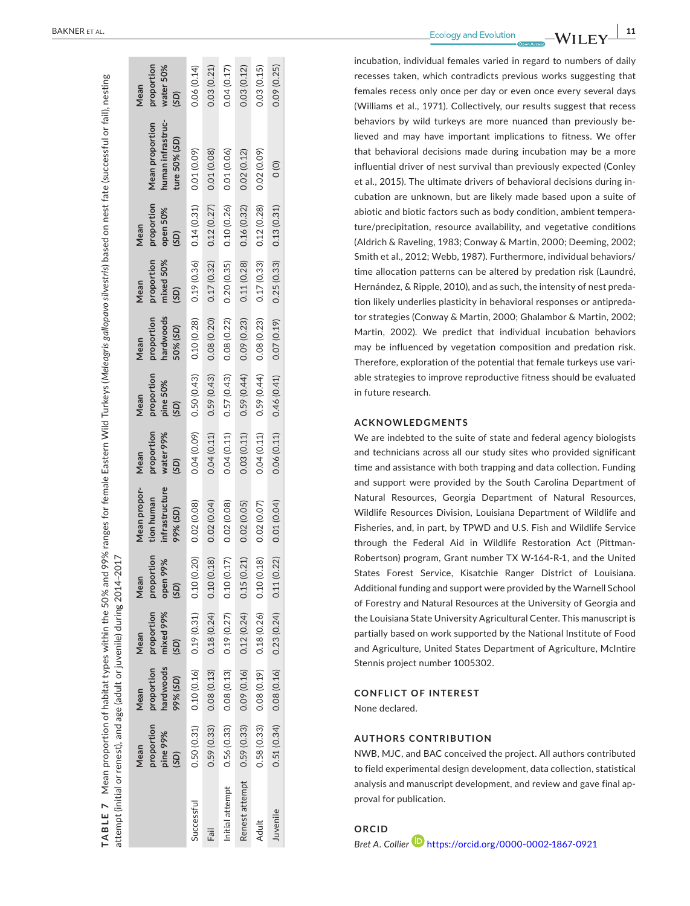**TABLE 7** Mean proportion of habitat types within the 50% and 99% ranges for female Eastern Wild Turkeys (*Meleagris gallopavo silvestris*) based on nest fate (successful or fail), nesting attempt (initial or renest), and age (adult or juvenile) during 2014–2017

| | Mean proportion pine 99% (SD) | Mean proportion hardwoods 99% (SD) | Mean proportion mixed 99% (SD) | Mean proportion open 99% (SD) | Mean proportion human infrastructure 99% (SD) | Mean proportion water 99% (SD) | Mean proportion pine 50% (SD) | Mean proportion hardwoods 50% (SD) | Mean proportion mixed 50% (SD) | Mean proportion open 50% (SD) | Mean proportion human infrastructure 50% (SD) | Mean proportion water 50% (SD) |
|---|---|---|---|---|---|---|---|---|---|---|---|---|
| Successful | 0.50 (0.31) | 0.10 (0.16) | 0.19 (0.31) | 0.10 (0.20) | 0.02 (0.08) | 0.04 (0.09) | 0.50 (0.43) | 0.10 (0.28) | 0.19 (0.36) | 0.14 (0.31) | 0.01 (0.09) | 0.06 (0.14) |
| Fail | 0.59 (0.33) | 0.08 (0.13) | 0.18 (0.24) | 0.10 (0.18) | 0.02 (0.04) | 0.04 (0.11) | 0.59 (0.43) | 0.08 (0.20) | 0.17 (0.32) | 0.12 (0.27) | 0.01 (0.08) | 0.03 (0.21) |
| Initial attempt | 0.56 (0.33) | 0.08 (0.13) | 0.19 (0.27) | 0.10 (0.17) | 0.02 (0.08) | 0.04 (0.11) | 0.57 (0.43) | 0.08 (0.22) | 0.20 (0.35) | 0.10 (0.26) | 0.01 (0.06) | 0.04 (0.17) |
| Renest attempt | 0.59 (0.33) | 0.09 (0.16) | 0.12 (0.24) | 0.15 (0.21) | 0.02 (0.05) | 0.03 (0.11) | 0.59 (0.44) | 0.09 (0.23) | 0.11 (0.28) | 0.16 (0.32) | 0.02 (0.12) | 0.03 (0.12) |
| Adult | 0.58 (0.33) | 0.08 (0.19) | 0.18 (0.26) | 0.10 (0.18) | 0.02 (0.07) | 0.04 (0.11) | 0.59 (0.44) | 0.08 (0.23) | 0.17 (0.33) | 0.12 (0.28) | 0.02 (0.09) | 0.03 (0.15) |
| Juvenile | 0.51 (0.34) | 0.08 (0.16) | 0.23 (0.24) | 0.11 (0.22) | 0.01 (0.04) | 0.06 (0.11) | 0.46 (0.41) | 0.07 (0.19) | 0.25 (0.33) | 0.13 (0.31) | 0 (0) | 0.09 (0.25) |

incubation, individual females varied in regard to numbers of daily recesses taken, which contradicts previous works suggesting that females recess only once per day or even once every several days (Williams et al., 1971). Collectively, our results suggest that recess behaviors by wild turkeys are more nuanced than previously believed and may have important implications to fitness. We offer that behavioral decisions made during incubation may be a more influential driver of nest survival than previously expected (Conley et al., 2015). The ultimate drivers of behavioral decisions during incubation are unknown, but are likely made based upon a suite of abiotic and biotic factors such as body condition, ambient temperature/precipitation, resource availability, and vegetative conditions (Aldrich & Raveling, 1983; Conway & Martin, 2000; Deeming, 2002; Smith et al., 2012; Webb, 1987). Furthermore, individual behaviors/time allocation patterns can be altered by predation risk (Laundré, Hernández, & Ripple, 2010), and as such, the intensity of nest predation likely underlies plasticity in behavioral responses or antipredator strategies (Conway & Martin, 2000; Ghalambor & Martin, 2002; Martin, 2002). We predict that individual incubation behaviors may be influenced by vegetation composition and predation risk. Therefore, exploration of the potential that female turkeys use variable strategies to improve reproductive fitness should be evaluated in future research.

## ACKNOWLEDGMENTS

We are indebted to the suite of state and federal agency biologists and technicians across all our study sites who provided significant time and assistance with both trapping and data collection. Funding and support were provided by the South Carolina Department of Natural Resources, Georgia Department of Natural Resources, Wildlife Resources Division, Louisiana Department of Wildlife and Fisheries, and, in part, by TPWD and U.S. Fish and Wildlife Service through the Federal Aid in Wildlife Restoration Act (Pittman-Robertson) program, Grant number TX W-164-R-1, and the United States Forest Service, Kisatchie Ranger District of Louisiana. Additional funding and support were provided by the Warnell School of Forestry and Natural Resources at the University of Georgia and the Louisiana State University Agricultural Center. This manuscript is partially based on work supported by the National Institute of Food and Agriculture, United States Department of Agriculture, McIntire Stennis project number 1005302.

## CONFLICT OF INTEREST

None declared.

## AUTHORS CONTRIBUTION

NWB, MJC, and BAC conceived the project. All authors contributed to field experimental design development, data collection, statistical analysis and manuscript development, and review and gave final approval for publication.

## ORCID

*Bret A. Collier* https://orcid.org/0000-0002-1867-0921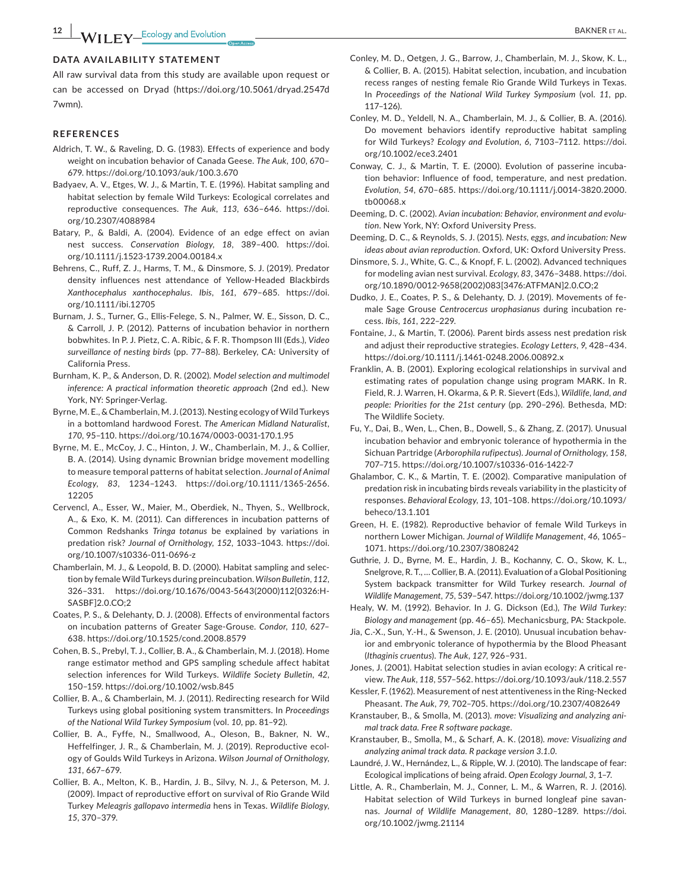## DATA AVAILABILITY STATEMENT

All raw survival data from this study are available upon request or can be accessed on Dryad (https://doi.org/10.5061/dryad.2547d7wmn).

## REFERENCES

Aldrich, T. W., & Raveling, D. G. (1983). Effects of experience and body weight on incubation behavior of Canada Geese. *The Auk*, *100*, 670–679. https://doi.org/10.1093/auk/100.3.670

Badyaev, A. V., Etges, W. J., & Martin, T. E. (1996). Habitat sampling and habitat selection by female Wild Turkeys: Ecological correlates and reproductive consequences. *The Auk*, *113*, 636–646. https://doi.org/10.2307/4088984

Batary, P., & Baldi, A. (2004). Evidence of an edge effect on avian nest success. *Conservation Biology*, *18*, 389–400. https://doi.org/10.1111/j.1523-1739.2004.00184.x

Behrens, C., Ruff, Z. J., Harms, T. M., & Dinsmore, S. J. (2019). Predator density influences nest attendance of Yellow-Headed Blackbirds *Xanthocephalus xanthocephalus*. *Ibis*, *161*, 679–685. https://doi.org/10.1111/ibi.12705

Burnam, J. S., Turner, G., Ellis-Felege, S. N., Palmer, W. E., Sisson, D. C., & Carroll, J. P. (2012). Patterns of incubation behavior in northern bobwhites. In P. J. Pietz, C. A. Ribic, & F. R. Thompson III (Eds.), *Video surveillance of nesting birds* (pp. 77–88). Berkeley, CA: University of California Press.

Burnham, K. P., & Anderson, D. R. (2002). *Model selection and multimodel inference: A practical information theoretic approach* (2nd ed.). New York, NY: Springer-Verlag.

Byrne, M. E., & Chamberlain, M. J. (2013). Nesting ecology of Wild Turkeys in a bottomland hardwood Forest. *The American Midland Naturalist*, *170*, 95–110. https://doi.org/10.1674/0003-0031-170.1.95

Byrne, M. E., McCoy, J. C., Hinton, J. W., Chamberlain, M. J., & Collier, B. A. (2014). Using dynamic Brownian bridge movement modelling to measure temporal patterns of habitat selection. *Journal of Animal Ecology*, *83*, 1234–1243. https://doi.org/10.1111/1365-2656.12205

Cervencl, A., Esser, W., Maier, M., Oberdiek, N., Thyen, S., Wellbrock, A., & Exo, K. M. (2011). Can differences in incubation patterns of Common Redshanks *Tringa totanus* be explained by variations in predation risk? *Journal of Ornithology*, *152*, 1033–1043. https://doi.org/10.1007/s10336-011-0696-z

Chamberlain, M. J., & Leopold, B. D. (2000). Habitat sampling and selection by female Wild Turkeys during preincubation. *Wilson Bulletin*, *112*, 326–331. https://doi.org/10.1676/0043-5643(2000)112[0326:HSASBF]2.0.CO;2

Coates, P. S., & Delehanty, D. J. (2008). Effects of environmental factors on incubation patterns of Greater Sage-Grouse. *Condor*, *110*, 627–638. https://doi.org/10.1525/cond.2008.8579

Cohen, B. S., Prebyl, T. J., Collier, B. A., & Chamberlain, M. J. (2018). Home range estimator method and GPS sampling schedule affect habitat selection inferences for Wild Turkeys. *Wildlife Society Bulletin*, *42*, 150–159. https://doi.org/10.1002/wsb.845

Collier, B. A., & Chamberlain, M. J. (2011). Redirecting research for Wild Turkeys using global positioning system transmitters. In *Proceedings of the National Wild Turkey Symposium* (vol. *10*, pp. 81–92).

Collier, B. A., Fyffe, N., Smallwood, A., Oleson, B., Bakner, N. W., Heffelfinger, J. R., & Chamberlain, M. J. (2019). Reproductive ecology of Goulds Wild Turkeys in Arizona. *Wilson Journal of Ornithology*, *131*, 667–679.

Collier, B. A., Melton, K. B., Hardin, J. B., Silvy, N. J., & Peterson, M. J. (2009). Impact of reproductive effort on survival of Rio Grande Wild Turkey *Meleagris gallopavo intermedia* hens in Texas. *Wildlife Biology*, *15*, 370–379.

Conley, M. D., Oetgen, J. G., Barrow, J., Chamberlain, M. J., Skow, K. L., & Collier, B. A. (2015). Habitat selection, incubation, and incubation recess ranges of nesting female Rio Grande Wild Turkeys in Texas. In *Proceedings of the National Wild Turkey Symposium* (vol. *11*, pp. 117–126).

Conley, M. D., Yeldell, N. A., Chamberlain, M. J., & Collier, B. A. (2016). Do movement behaviors identify reproductive habitat sampling for Wild Turkeys? *Ecology and Evolution*, *6*, 7103–7112. https://doi.org/10.1002/ece3.2401

Conway, C. J., & Martin, T. E. (2000). Evolution of passerine incubation behavior: Influence of food, temperature, and nest predation. *Evolution*, *54*, 670–685. https://doi.org/10.1111/j.0014-3820.2000.tb00068.x

Deeming, D. C. (2002). *Avian incubation: Behavior, environment and evolution*. New York, NY: Oxford University Press.

Deeming, D. C., & Reynolds, S. J. (2015). *Nests, eggs, and incubation: New ideas about avian reproduction*. Oxford, UK: Oxford University Press.

Dinsmore, S. J., White, G. C., & Knopf, F. L. (2002). Advanced techniques for modeling avian nest survival. *Ecology*, *83*, 3476–3488. https://doi.org/10.1890/0012-9658(2002)083[3476:ATFMAN]2.0.CO;2

Dudko, J. E., Coates, P. S., & Delehanty, D. J. (2019). Movements of female Sage Grouse *Centrocercus urophasianus* during incubation recess. *Ibis*, *161*, 222–229.

Fontaine, J., & Martin, T. (2006). Parent birds assess nest predation risk and adjust their reproductive strategies. *Ecology Letters*, *9*, 428–434. https://doi.org/10.1111/j.1461-0248.2006.00892.x

Franklin, A. B. (2001). Exploring ecological relationships in survival and estimating rates of population change using program MARK. In R. Field, R. J. Warren, H. Okarma, & P. R. Sievert (Eds.), *Wildlife, land, and people: Priorities for the 21st century* (pp. 290–296). Bethesda, MD: The Wildlife Society.

Fu, Y., Dai, B., Wen, L., Chen, B., Dowell, S., & Zhang, Z. (2017). Unusual incubation behavior and embryonic tolerance of hypothermia in the Sichuan Partridge (*Arborophila rufipectus*). *Journal of Ornithology*, *158*, 707–715. https://doi.org/10.1007/s10336-016-1422-7

Ghalambor, C. K., & Martin, T. E. (2002). Comparative manipulation of predation risk in incubating birds reveals variability in the plasticity of responses. *Behavioral Ecology*, *13*, 101–108. https://doi.org/10.1093/beheco/13.1.101

Green, H. E. (1982). Reproductive behavior of female Wild Turkeys in northern Lower Michigan. *Journal of Wildlife Management*, *46*, 1065–1071. https://doi.org/10.2307/3808242

Guthrie, J. D., Byrne, M. E., Hardin, J. B., Kochanny, C. O., Skow, K. L., Snelgrove, R. T., … Collier, B. A. (2011). Evaluation of a Global Positioning System backpack transmitter for Wild Turkey research. *Journal of Wildlife Management*, *75*, 539–547. https://doi.org/10.1002/jwmg.137

Healy, W. M. (1992). Behavior. In J. G. Dickson (Ed.), *The Wild Turkey: Biology and management* (pp. 46–65). Mechanicsburg, PA: Stackpole.

Jia, C.-X., Sun, Y.-H., & Swenson, J. E. (2010). Unusual incubation behavior and embryonic tolerance of hypothermia by the Blood Pheasant (*Ithaginis cruentus*). *The Auk*, *127*, 926–931.

Jones, J. (2001). Habitat selection studies in avian ecology: A critical review. *The Auk*, *118*, 557–562. https://doi.org/10.1093/auk/118.2.557

Kessler, F. (1962). Measurement of nest attentiveness in the Ring-Necked Pheasant. *The Auk*, *79*, 702–705. https://doi.org/10.2307/4082649

Kranstauber, B., & Smolla, M. (2013). *move: Visualizing and analyzing animal track data. Free R software package*.

Kranstauber, B., Smolla, M., & Scharf, A. K. (2018). *move: Visualizing and analyzing animal track data. R package version 3.1.0*.

Laundré, J. W., Hernández, L., & Ripple, W. J. (2010). The landscape of fear: Ecological implications of being afraid. *Open Ecology Journal*, *3*, 1–7.

Little, A. R., Chamberlain, M. J., Conner, L. M., & Warren, R. J. (2016). Habitat selection of Wild Turkeys in burned longleaf pine savannas. *Journal of Wildlife Management*, *80*, 1280–1289. https://doi.org/10.1002/jwmg.21114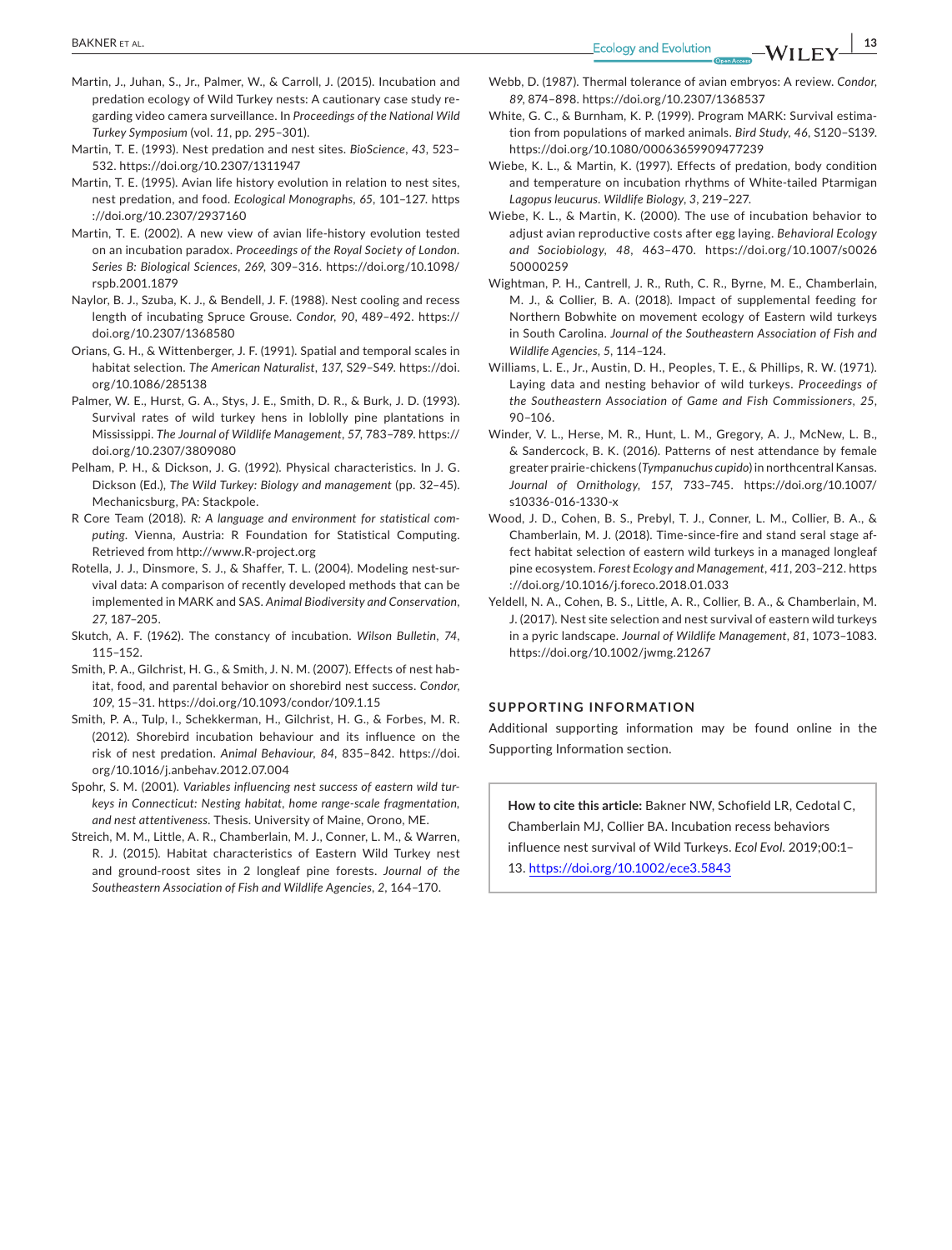Martin, J., Juhan, S., Jr., Palmer, W., & Carroll, J. (2015). Incubation and predation ecology of Wild Turkey nests: A cautionary case study regarding video camera surveillance. In *Proceedings of the National Wild Turkey Symposium* (vol. *11*, pp. 295–301).

Martin, T. E. (1993). Nest predation and nest sites. *BioScience*, *43*, 523–532. https://doi.org/10.2307/1311947

Martin, T. E. (1995). Avian life history evolution in relation to nest sites, nest predation, and food. *Ecological Monographs*, *65*, 101–127. https://doi.org/10.2307/2937160

Martin, T. E. (2002). A new view of avian life-history evolution tested on an incubation paradox. *Proceedings of the Royal Society of London. Series B: Biological Sciences*, *269*, 309–316. https://doi.org/10.1098/rspb.2001.1879

Naylor, B. J., Szuba, K. J., & Bendell, J. F. (1988). Nest cooling and recess length of incubating Spruce Grouse. *Condor*, *90*, 489–492. https://doi.org/10.2307/1368580

Orians, G. H., & Wittenberger, J. F. (1991). Spatial and temporal scales in habitat selection. *The American Naturalist*, *137*, S29–S49. https://doi.org/10.1086/285138

Palmer, W. E., Hurst, G. A., Stys, J. E., Smith, D. R., & Burk, J. D. (1993). Survival rates of wild turkey hens in loblolly pine plantations in Mississippi. *The Journal of Wildlife Management*, *57*, 783–789. https://doi.org/10.2307/3809080

Pelham, P. H., & Dickson, J. G. (1992). Physical characteristics. In J. G. Dickson (Ed.), *The Wild Turkey: Biology and management* (pp. 32–45). Mechanicsburg, PA: Stackpole.

R Core Team (2018). *R: A language and environment for statistical computing*. Vienna, Austria: R Foundation for Statistical Computing. Retrieved from http://www.R-project.org

Rotella, J. J., Dinsmore, S. J., & Shaffer, T. L. (2004). Modeling nest-survival data: A comparison of recently developed methods that can be implemented in MARK and SAS. *Animal Biodiversity and Conservation*, *27*, 187–205.

Skutch, A. F. (1962). The constancy of incubation. *Wilson Bulletin*, *74*, 115–152.

Smith, P. A., Gilchrist, H. G., & Smith, J. N. M. (2007). Effects of nest habitat, food, and parental behavior on shorebird nest success. *Condor*, *109*, 15–31. https://doi.org/10.1093/condor/109.1.15

Smith, P. A., Tulp, I., Schekkerman, H., Gilchrist, H. G., & Forbes, M. R. (2012). Shorebird incubation behaviour and its influence on the risk of nest predation. *Animal Behaviour*, *84*, 835–842. https://doi.org/10.1016/j.anbehav.2012.07.004

Spohr, S. M. (2001). *Variables influencing nest success of eastern wild turkeys in Connecticut: Nesting habitat, home range-scale fragmentation, and nest attentiveness*. Thesis. University of Maine, Orono, ME.

Streich, M. M., Little, A. R., Chamberlain, M. J., Conner, L. M., & Warren, R. J. (2015). Habitat characteristics of Eastern Wild Turkey nest and ground-roost sites in 2 longleaf pine forests. *Journal of the Southeastern Association of Fish and Wildlife Agencies*, *2*, 164–170.

Webb, D. (1987). Thermal tolerance of avian embryos: A review. *Condor*, *89*, 874–898. https://doi.org/10.2307/1368537

White, G. C., & Burnham, K. P. (1999). Program MARK: Survival estimation from populations of marked animals. *Bird Study*, *46*, S120–S139. https://doi.org/10.1080/00063659909477239

Wiebe, K. L., & Martin, K. (1997). Effects of predation, body condition and temperature on incubation rhythms of White-tailed Ptarmigan *Lagopus leucurus*. *Wildlife Biology*, *3*, 219–227.

Wiebe, K. L., & Martin, K. (2000). The use of incubation behavior to adjust avian reproductive costs after egg laying. *Behavioral Ecology and Sociobiology*, *48*, 463–470. https://doi.org/10.1007/s002650000259

Wightman, P. H., Cantrell, J. R., Ruth, C. R., Byrne, M. E., Chamberlain, M. J., & Collier, B. A. (2018). Impact of supplemental feeding for Northern Bobwhite on movement ecology of Eastern wild turkeys in South Carolina. *Journal of the Southeastern Association of Fish and Wildlife Agencies*, *5*, 114–124.

Williams, L. E., Jr., Austin, D. H., Peoples, T. E., & Phillips, R. W. (1971). Laying data and nesting behavior of wild turkeys. *Proceedings of the Southeastern Association of Game and Fish Commissioners*, *25*, 90–106.

Winder, V. L., Herse, M. R., Hunt, L. M., Gregory, A. J., McNew, L. B., & Sandercock, B. K. (2016). Patterns of nest attendance by female greater prairie-chickens (*Tympanuchus cupido*) in northcentral Kansas. *Journal of Ornithology*, *157*, 733–745. https://doi.org/10.1007/s10336-016-1330-x

Wood, J. D., Cohen, B. S., Prebyl, T. J., Conner, L. M., Collier, B. A., & Chamberlain, M. J. (2018). Time-since-fire and stand seral stage affect habitat selection of eastern wild turkeys in a managed longleaf pine ecosystem. *Forest Ecology and Management*, *411*, 203–212. https://doi.org/10.1016/j.foreco.2018.01.033

Yeldell, N. A., Cohen, B. S., Little, A. R., Collier, B. A., & Chamberlain, M. J. (2017). Nest site selection and nest survival of eastern wild turkeys in a pyric landscape. *Journal of Wildlife Management*, *81*, 1073–1083. https://doi.org/10.1002/jwmg.21267

## SUPPORTING INFORMATION

Additional supporting information may be found online in the Supporting Information section.

**How to cite this article:** Bakner NW, Schofield LR, Cedotal C, Chamberlain MJ, Collier BA. Incubation recess behaviors influence nest survival of Wild Turkeys. *Ecol Evol*. 2019;00:1–13. https://doi.org/10.1002/ece3.5843